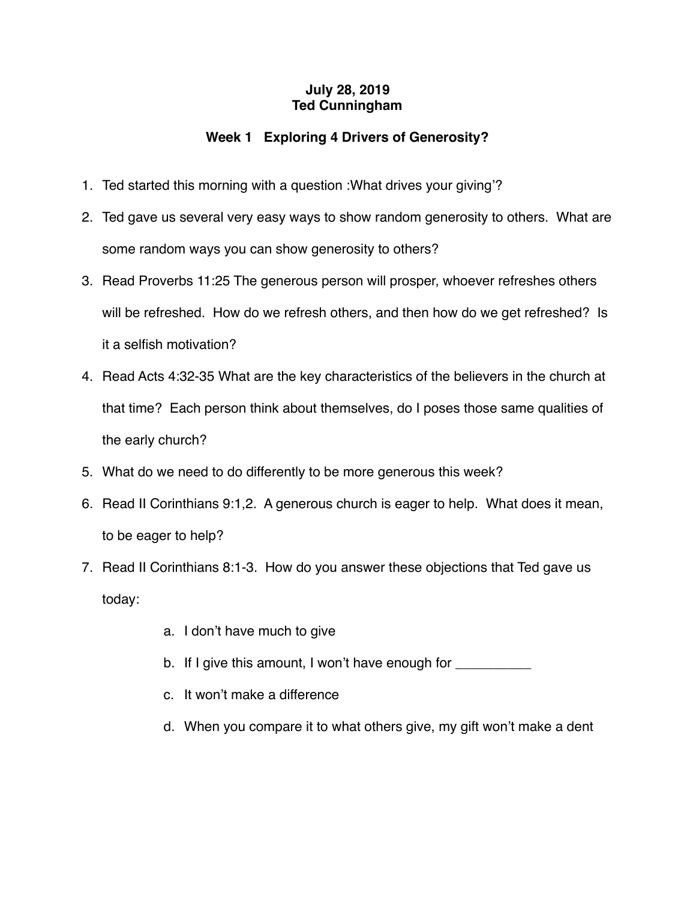**July 28, 2019**
**Ted Cunningham**

### Week 1   Exploring 4 Drivers of Generosity?

1. Ted started this morning with a question :What drives your giving'?
2. Ted gave us several very easy ways to show random generosity to others. What are some random ways you can show generosity to others?
3. Read Proverbs 11:25 The generous person will prosper, whoever refreshes others will be refreshed. How do we refresh others, and then how do we get refreshed? Is it a selfish motivation?
4. Read Acts 4:32-35 What are the key characteristics of the believers in the church at that time? Each person think about themselves, do I poses those same qualities of the early church?
5. What do we need to do differently to be more generous this week?
6. Read II Corinthians 9:1,2. A generous church is eager to help. What does it mean, to be eager to help?
7. Read II Corinthians 8:1-3. How do you answer these objections that Ted gave us today:
   a. I don't have much to give
   b. If I give this amount, I won't have enough for __________
   c. It won't make a difference
   d. When you compare it to what others give, my gift won't make a dent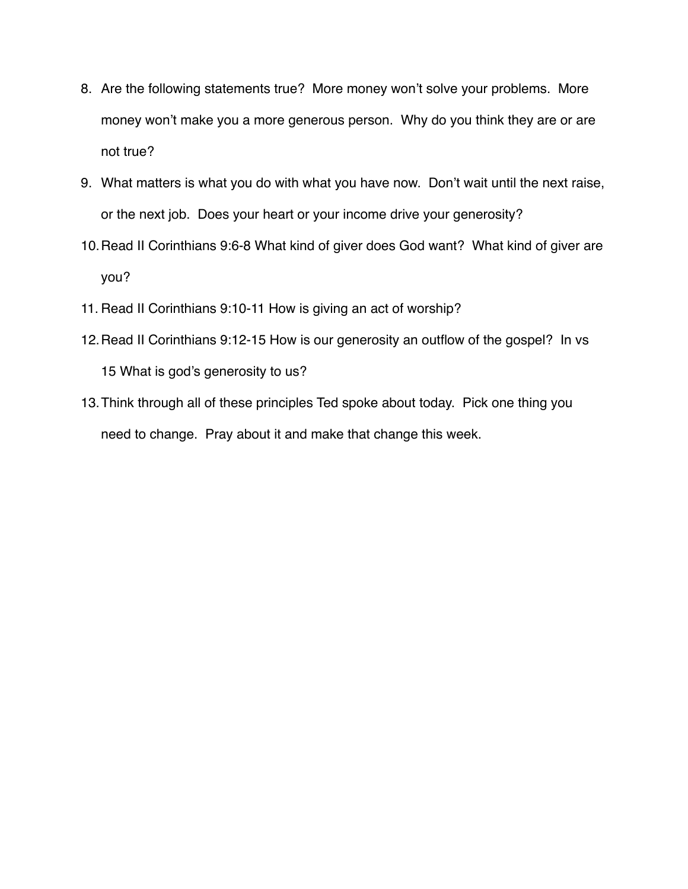8. Are the following statements true? More money won't solve your problems. More money won't make you a more generous person. Why do you think they are or are not true?
9. What matters is what you do with what you have now. Don't wait until the next raise, or the next job. Does your heart or your income drive your generosity?
10. Read II Corinthians 9:6-8 What kind of giver does God want? What kind of giver are you?
11. Read II Corinthians 9:10-11 How is giving an act of worship?
12. Read II Corinthians 9:12-15 How is our generosity an outflow of the gospel? In vs 15 What is god's generosity to us?
13. Think through all of these principles Ted spoke about today. Pick one thing you need to change. Pray about it and make that change this week.